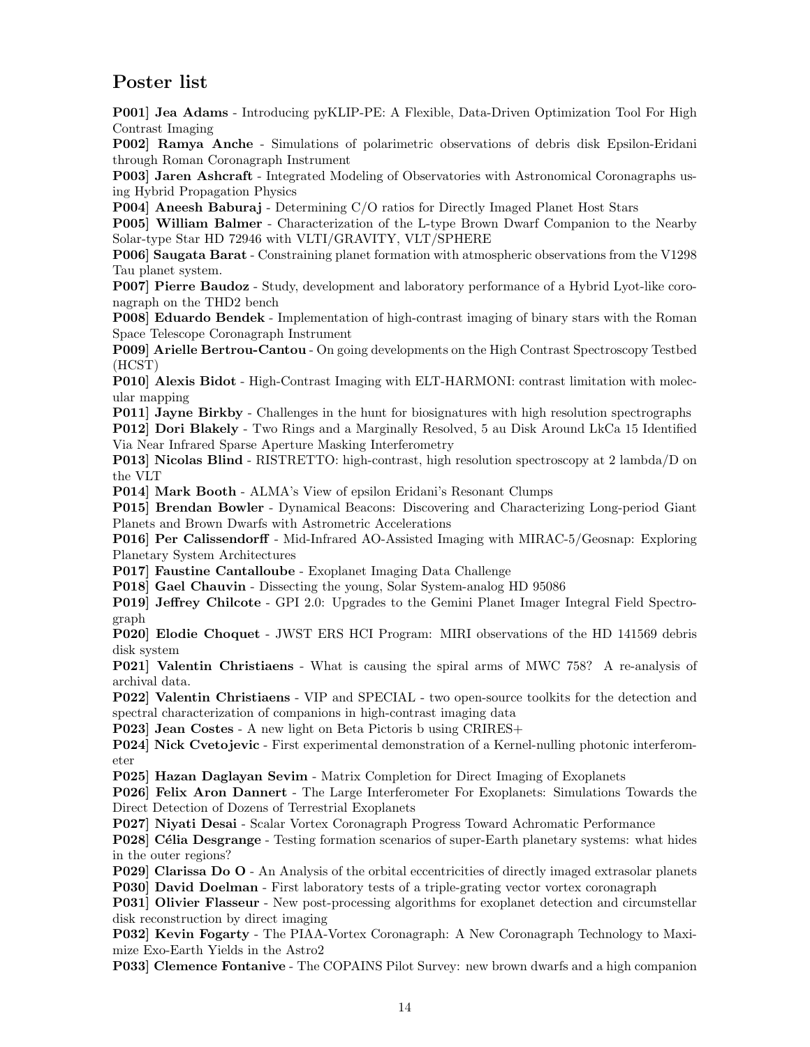## Poster list

**P001] Jea Adams** - Introducing pyKLIP-PE: A Flexible, Data-Driven Optimization Tool For High Contrast Imaging

**P002] Ramya Anche** - Simulations of polarimetric observations of debris disk Epsilon-Eridani through Roman Coronagraph Instrument

**P003] Jaren Ashcraft** - Integrated Modeling of Observatories with Astronomical Coronagraphs using Hybrid Propagation Physics

**P004] Aneesh Baburaj** - Determining C/O ratios for Directly Imaged Planet Host Stars

**P005] William Balmer** - Characterization of the L-type Brown Dwarf Companion to the Nearby Solar-type Star HD 72946 with VLTI/GRAVITY, VLT/SPHERE

**P006] Saugata Barat** - Constraining planet formation with atmospheric observations from the V1298 Tau planet system.

**P007] Pierre Baudoz** - Study, development and laboratory performance of a Hybrid Lyot-like coronagraph on the THD2 bench

**P008] Eduardo Bendek** - Implementation of high-contrast imaging of binary stars with the Roman Space Telescope Coronagraph Instrument

**P009] Arielle Bertrou-Cantou** - On going developments on the High Contrast Spectroscopy Testbed (HCST)

**P010] Alexis Bidot** - High-Contrast Imaging with ELT-HARMONI: contrast limitation with molecular mapping

**P011] Jayne Birkby** - Challenges in the hunt for biosignatures with high resolution spectrographs

**P012] Dori Blakely** - Two Rings and a Marginally Resolved, 5 au Disk Around LkCa 15 Identified Via Near Infrared Sparse Aperture Masking Interferometry

**P013] Nicolas Blind** - RISTRETTO: high-contrast, high resolution spectroscopy at 2 lambda/D on the VLT

**P014] Mark Booth** - ALMA's View of epsilon Eridani's Resonant Clumps

**P015] Brendan Bowler** - Dynamical Beacons: Discovering and Characterizing Long-period Giant Planets and Brown Dwarfs with Astrometric Accelerations

**P016] Per Calissendorff** - Mid-Infrared AO-Assisted Imaging with MIRAC-5/Geosnap: Exploring Planetary System Architectures

**P017] Faustine Cantalloube** - Exoplanet Imaging Data Challenge

**P018] Gael Chauvin** - Dissecting the young, Solar System-analog HD 95086

**P019] Jeffrey Chilcote** - GPI 2.0: Upgrades to the Gemini Planet Imager Integral Field Spectrograph

**P020] Elodie Choquet** - JWST ERS HCI Program: MIRI observations of the HD 141569 debris disk system

**P021] Valentin Christiaens** - What is causing the spiral arms of MWC 758? A re-analysis of archival data.

**P022] Valentin Christiaens** - VIP and SPECIAL - two open-source toolkits for the detection and spectral characterization of companions in high-contrast imaging data

**P023] Jean Costes** - A new light on Beta Pictoris b using CRIRES+

**P024] Nick Cvetojevic** - First experimental demonstration of a Kernel-nulling photonic interferometer

**P025] Hazan Daglayan Sevim** - Matrix Completion for Direct Imaging of Exoplanets

**P026] Felix Aron Dannert** - The Large Interferometer For Exoplanets: Simulations Towards the Direct Detection of Dozens of Terrestrial Exoplanets

**P027] Niyati Desai** - Scalar Vortex Coronagraph Progress Toward Achromatic Performance

**P028] Célia Desgrange** - Testing formation scenarios of super-Earth planetary systems: what hides in the outer regions?

**P029] Clarissa Do O** - An Analysis of the orbital eccentricities of directly imaged extrasolar planets

**P030] David Doelman** - First laboratory tests of a triple-grating vector vortex coronagraph

**P031] Olivier Flasseur** - New post-processing algorithms for exoplanet detection and circumstellar disk reconstruction by direct imaging

**P032] Kevin Fogarty** - The PIAA-Vortex Coronagraph: A New Coronagraph Technology to Maximize Exo-Earth Yields in the Astro2

**P033] Clemence Fontanive** - The COPAINS Pilot Survey: new brown dwarfs and a high companion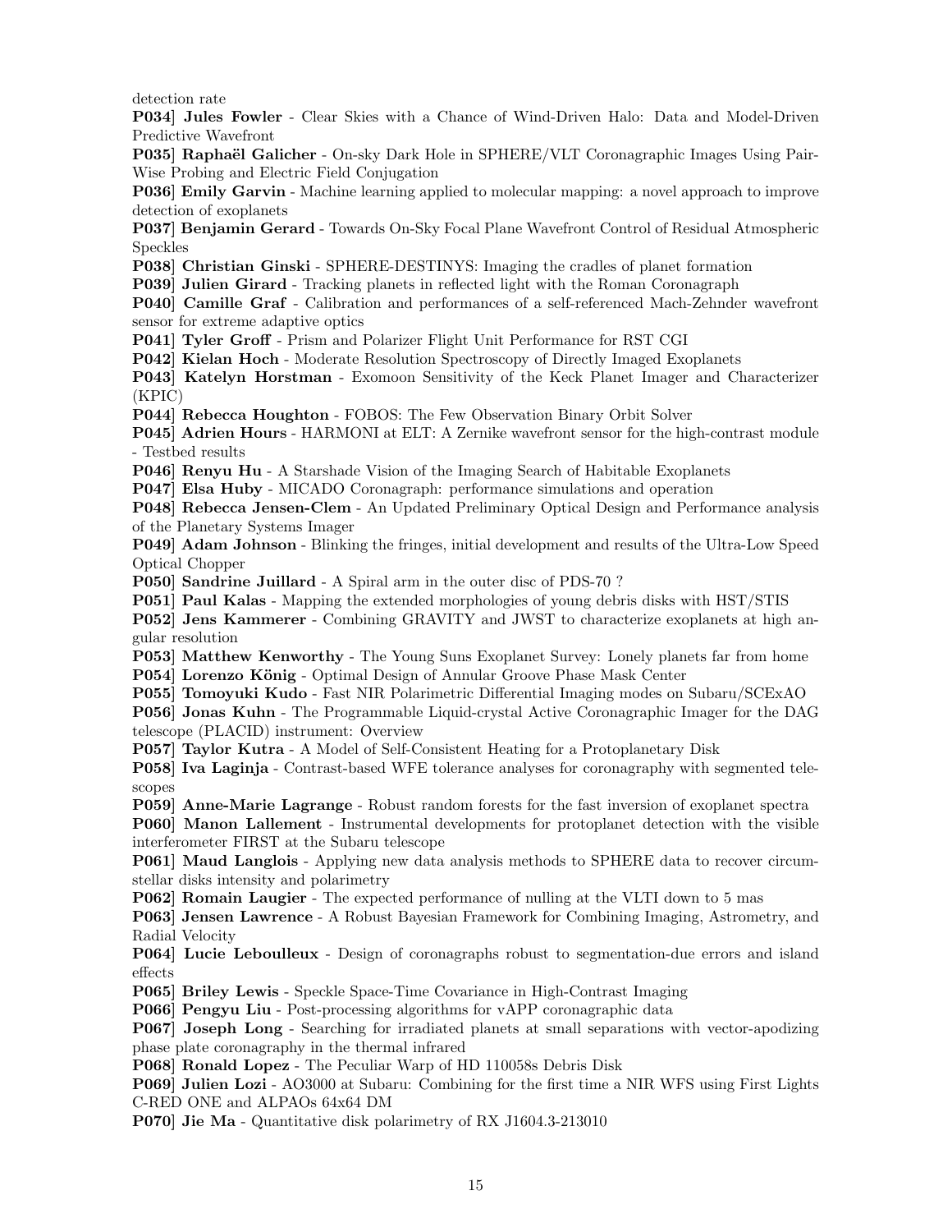detection rate

**P034] Jules Fowler** - Clear Skies with a Chance of Wind-Driven Halo: Data and Model-Driven Predictive Wavefront

**P035] Raphaël Galicher** - On-sky Dark Hole in SPHERE/VLT Coronagraphic Images Using Pair-Wise Probing and Electric Field Conjugation

**P036] Emily Garvin** - Machine learning applied to molecular mapping: a novel approach to improve detection of exoplanets

**P037] Benjamin Gerard** - Towards On-Sky Focal Plane Wavefront Control of Residual Atmospheric Speckles

**P038] Christian Ginski** - SPHERE-DESTINYS: Imaging the cradles of planet formation

**P039] Julien Girard** - Tracking planets in reflected light with the Roman Coronagraph

**P040] Camille Graf** - Calibration and performances of a self-referenced Mach-Zehnder wavefront sensor for extreme adaptive optics

**P041] Tyler Groff** - Prism and Polarizer Flight Unit Performance for RST CGI

**P042] Kielan Hoch** - Moderate Resolution Spectroscopy of Directly Imaged Exoplanets

**P043] Katelyn Horstman** - Exomoon Sensitivity of the Keck Planet Imager and Characterizer (KPIC)

**P044] Rebecca Houghton** - FOBOS: The Few Observation Binary Orbit Solver

**P045] Adrien Hours** - HARMONI at ELT: A Zernike wavefront sensor for the high-contrast module - Testbed results

**P046] Renyu Hu** - A Starshade Vision of the Imaging Search of Habitable Exoplanets

**P047] Elsa Huby** - MICADO Coronagraph: performance simulations and operation

**P048] Rebecca Jensen-Clem** - An Updated Preliminary Optical Design and Performance analysis of the Planetary Systems Imager

**P049] Adam Johnson** - Blinking the fringes, initial development and results of the Ultra-Low Speed Optical Chopper

**P050] Sandrine Juillard** - A Spiral arm in the outer disc of PDS-70 ?

**P051] Paul Kalas** - Mapping the extended morphologies of young debris disks with HST/STIS

**P052] Jens Kammerer** - Combining GRAVITY and JWST to characterize exoplanets at high angular resolution

**P053] Matthew Kenworthy** - The Young Suns Exoplanet Survey: Lonely planets far from home

**P054] Lorenzo König** - Optimal Design of Annular Groove Phase Mask Center

**P055] Tomoyuki Kudo** - Fast NIR Polarimetric Differential Imaging modes on Subaru/SCExAO

**P056] Jonas Kuhn** - The Programmable Liquid-crystal Active Coronagraphic Imager for the DAG telescope (PLACID) instrument: Overview

**P057] Taylor Kutra** - A Model of Self-Consistent Heating for a Protoplanetary Disk

**P058] Iva Laginja** - Contrast-based WFE tolerance analyses for coronagraphy with segmented telescopes

**P059] Anne-Marie Lagrange** - Robust random forests for the fast inversion of exoplanet spectra

**P060] Manon Lallement** - Instrumental developments for protoplanet detection with the visible interferometer FIRST at the Subaru telescope

**P061] Maud Langlois** - Applying new data analysis methods to SPHERE data to recover circumstellar disks intensity and polarimetry

**P062] Romain Laugier** - The expected performance of nulling at the VLTI down to 5 mas

**P063] Jensen Lawrence** - A Robust Bayesian Framework for Combining Imaging, Astrometry, and Radial Velocity

**P064] Lucie Leboulleux** - Design of coronagraphs robust to segmentation-due errors and island effects

**P065] Briley Lewis** - Speckle Space-Time Covariance in High-Contrast Imaging

**P066] Pengyu Liu** - Post-processing algorithms for vAPP coronagraphic data

**P067] Joseph Long** - Searching for irradiated planets at small separations with vector-apodizing phase plate coronagraphy in the thermal infrared

**P068] Ronald Lopez** - The Peculiar Warp of HD 110058s Debris Disk

**P069] Julien Lozi** - AO3000 at Subaru: Combining for the first time a NIR WFS using First Lights C-RED ONE and ALPAOs 64x64 DM

**P070] Jie Ma** - Quantitative disk polarimetry of RX J1604.3-213010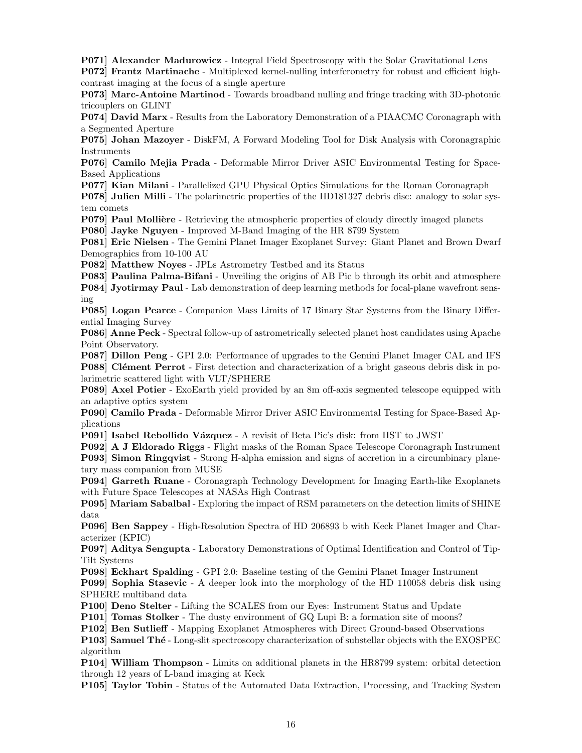**P071] Alexander Madurowicz** - Integral Field Spectroscopy with the Solar Gravitational Lens

**P072] Frantz Martinache** - Multiplexed kernel-nulling interferometry for robust and efficient high-contrast imaging at the focus of a single aperture

**P073] Marc-Antoine Martinod** - Towards broadband nulling and fringe tracking with 3D-photonic tricouplers on GLINT

**P074] David Marx** - Results from the Laboratory Demonstration of a PIAACMC Coronagraph with a Segmented Aperture

**P075] Johan Mazoyer** - DiskFM, A Forward Modeling Tool for Disk Analysis with Coronagraphic Instruments

**P076] Camilo Mejia Prada** - Deformable Mirror Driver ASIC Environmental Testing for Space-Based Applications

**P077] Kian Milani** - Parallelized GPU Physical Optics Simulations for the Roman Coronagraph

**P078] Julien Milli** - The polarimetric properties of the HD181327 debris disc: analogy to solar system comets

**P079] Paul Mollière** - Retrieving the atmospheric properties of cloudy directly imaged planets

**P080] Jayke Nguyen** - Improved M-Band Imaging of the HR 8799 System

**P081] Eric Nielsen** - The Gemini Planet Imager Exoplanet Survey: Giant Planet and Brown Dwarf Demographics from 10-100 AU

**P082] Matthew Noyes** - JPLs Astrometry Testbed and its Status

**P083] Paulina Palma-Bifani** - Unveiling the origins of AB Pic b through its orbit and atmosphere

**P084] Jyotirmay Paul** - Lab demonstration of deep learning methods for focal-plane wavefront sensing

**P085] Logan Pearce** - Companion Mass Limits of 17 Binary Star Systems from the Binary Differential Imaging Survey

**P086] Anne Peck** - Spectral follow-up of astrometrically selected planet host candidates using Apache Point Observatory.

**P087] Dillon Peng** - GPI 2.0: Performance of upgrades to the Gemini Planet Imager CAL and IFS

**P088] Clément Perrot** - First detection and characterization of a bright gaseous debris disk in polarimetric scattered light with VLT/SPHERE

**P089] Axel Potier** - ExoEarth yield provided by an 8m off-axis segmented telescope equipped with an adaptive optics system

**P090] Camilo Prada** - Deformable Mirror Driver ASIC Environmental Testing for Space-Based Applications

**P091] Isabel Rebollido Vázquez** - A revisit of Beta Pic's disk: from HST to JWST

**P092] A J Eldorado Riggs** - Flight masks of the Roman Space Telescope Coronagraph Instrument

**P093] Simon Ringqvist** - Strong H-alpha emission and signs of accretion in a circumbinary planetary mass companion from MUSE

**P094] Garreth Ruane** - Coronagraph Technology Development for Imaging Earth-like Exoplanets with Future Space Telescopes at NASAs High Contrast

**P095] Mariam Sabalbal** - Exploring the impact of RSM parameters on the detection limits of SHINE data

**P096] Ben Sappey** - High-Resolution Spectra of HD 206893 b with Keck Planet Imager and Characterizer (KPIC)

**P097] Aditya Sengupta** - Laboratory Demonstrations of Optimal Identification and Control of Tip-Tilt Systems

**P098] Eckhart Spalding** - GPI 2.0: Baseline testing of the Gemini Planet Imager Instrument

**P099] Sophia Stasevic** - A deeper look into the morphology of the HD 110058 debris disk using SPHERE multiband data

**P100] Deno Stelter** - Lifting the SCALES from our Eyes: Instrument Status and Update

**P101] Tomas Stolker** - The dusty environment of GQ Lupi B: a formation site of moons?

**P102] Ben Sutlieff** - Mapping Exoplanet Atmospheres with Direct Ground-based Observations

**P103] Samuel Thé** - Long-slit spectroscopy characterization of substellar objects with the EXOSPEC algorithm

**P104] William Thompson** - Limits on additional planets in the HR8799 system: orbital detection through 12 years of L-band imaging at Keck

**P105] Taylor Tobin** - Status of the Automated Data Extraction, Processing, and Tracking System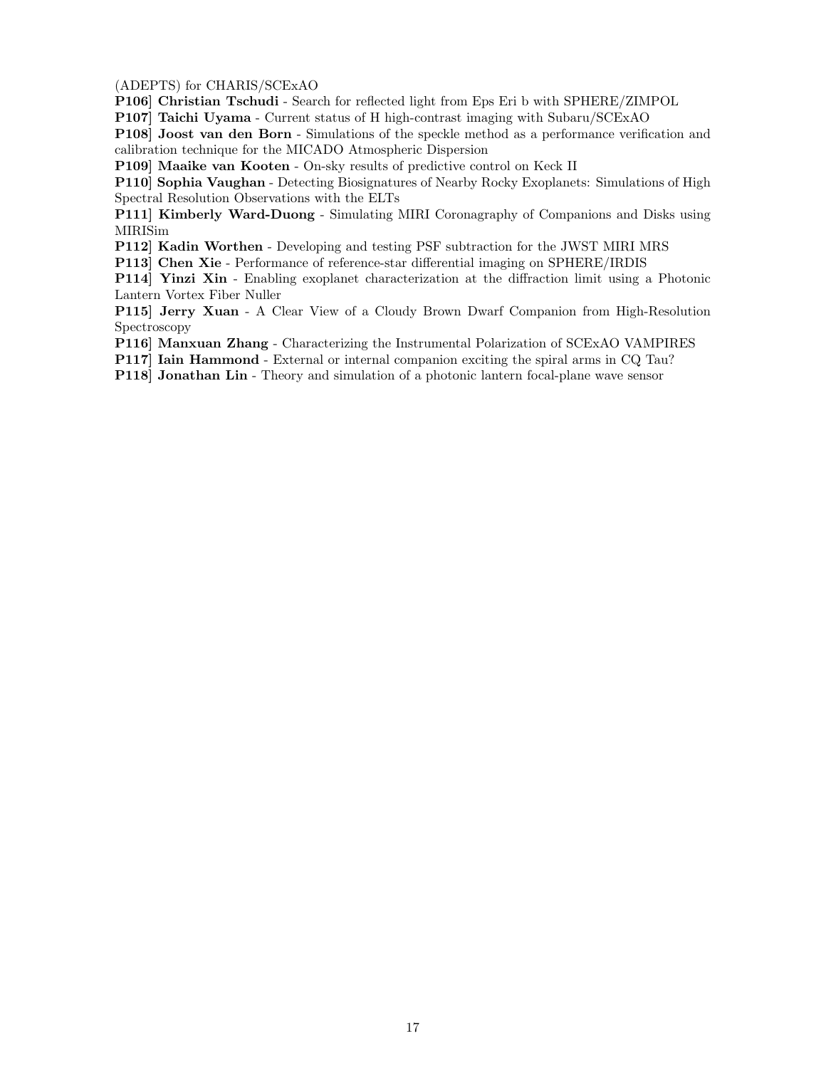(ADEPTS) for CHARIS/SCExAO

**P106] Christian Tschudi** - Search for reflected light from Eps Eri b with SPHERE/ZIMPOL

**P107] Taichi Uyama** - Current status of H high-contrast imaging with Subaru/SCExAO

**P108] Joost van den Born** - Simulations of the speckle method as a performance verification and calibration technique for the MICADO Atmospheric Dispersion

**P109] Maaike van Kooten** - On-sky results of predictive control on Keck II

**P110] Sophia Vaughan** - Detecting Biosignatures of Nearby Rocky Exoplanets: Simulations of High Spectral Resolution Observations with the ELTs

**P111] Kimberly Ward-Duong** - Simulating MIRI Coronagraphy of Companions and Disks using MIRISim

**P112] Kadin Worthen** - Developing and testing PSF subtraction for the JWST MIRI MRS

**P113] Chen Xie** - Performance of reference-star differential imaging on SPHERE/IRDIS

**P114] Yinzi Xin** - Enabling exoplanet characterization at the diffraction limit using a Photonic Lantern Vortex Fiber Nuller

**P115] Jerry Xuan** - A Clear View of a Cloudy Brown Dwarf Companion from High-Resolution Spectroscopy

**P116] Manxuan Zhang** - Characterizing the Instrumental Polarization of SCExAO VAMPIRES

**P117] Iain Hammond** - External or internal companion exciting the spiral arms in CQ Tau?

**P118] Jonathan Lin** - Theory and simulation of a photonic lantern focal-plane wave sensor